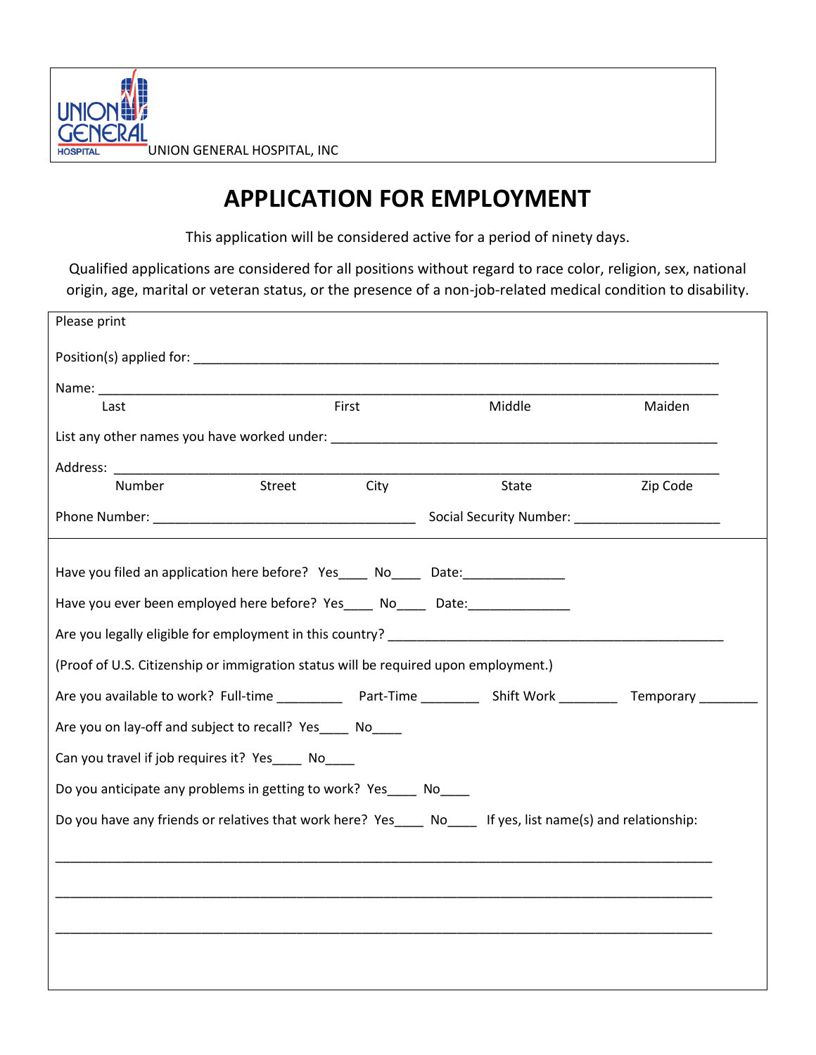UNION GENERAL HOSPITAL, INC

# APPLICATION FOR EMPLOYMENT

This application will be considered active for a period of ninety days.

Qualified applications are considered for all positions without regard to race color, religion, sex, national origin, age, marital or veteran status, or the presence of a non-job-related medical condition to disability.

Please print

Position(s) applied for: ___________________________________________________________________________

Name: ___________________________________________________________________________________

Last First Middle Maiden

List any other names you have worked under: ____________________________________________________

Address: _________________________________________________________________________________

Number Street City State Zip Code

Phone Number: ___________________________________ Social Security Number: ____________________

Have you filed an application here before? Yes____ No____ Date:______________

Have you ever been employed here before? Yes____ No____ Date:______________

Are you legally eligible for employment in this country? ________________________________________________

(Proof of U.S. Citizenship or immigration status will be required upon employment.)

Are you available to work? Full-time _________ Part-Time ________ Shift Work ________ Temporary ________

Are you on lay-off and subject to recall? Yes____ No____

Can you travel if job requires it? Yes____ No____

Do you anticipate any problems in getting to work? Yes____ No____

Do you have any friends or relatives that work here? Yes____ No____ If yes, list name(s) and relationship:

_____________________________________________________________________________________________

_____________________________________________________________________________________________

_____________________________________________________________________________________________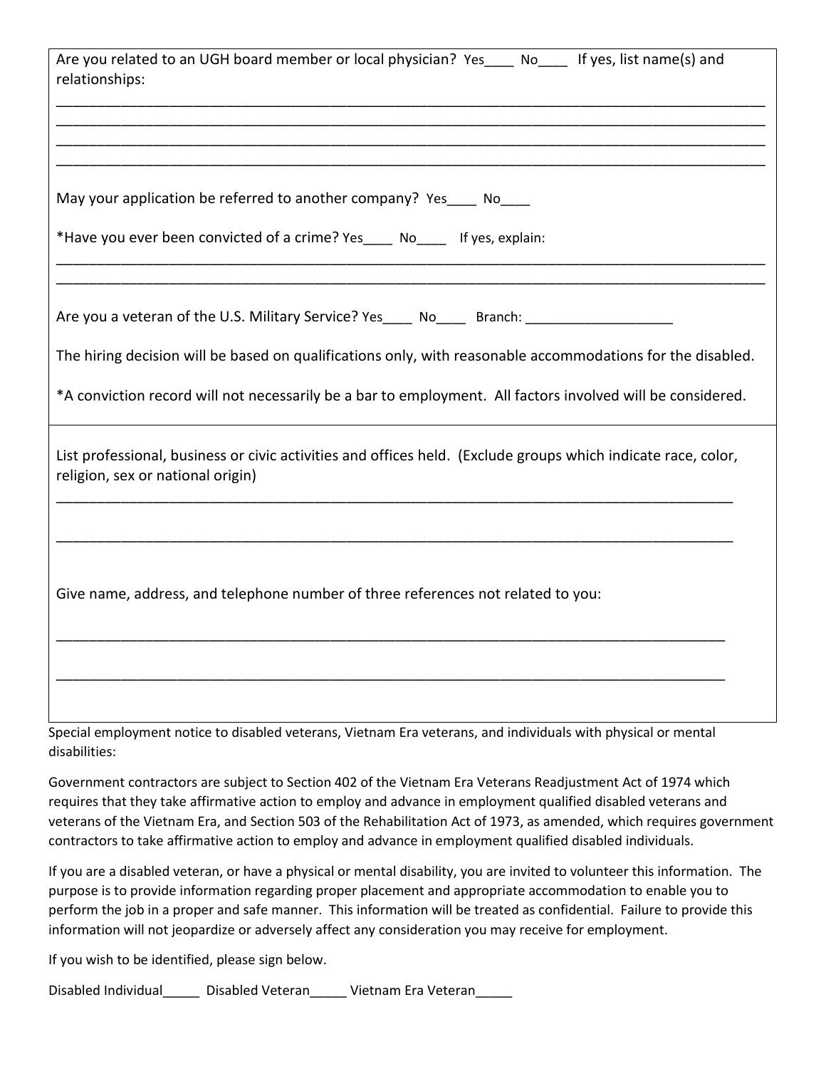Are you related to an UGH board member or local physician? Yes____ No____ If yes, list name(s) and relationships:

______________________________________________________________________________________________
______________________________________________________________________________________________
______________________________________________________________________________________________
______________________________________________________________________________________________

May your application be referred to another company? Yes____ No____

*Have you ever been convicted of a crime? Yes____ No____ If yes, explain:

______________________________________________________________________________________________
______________________________________________________________________________________________

Are you a veteran of the U.S. Military Service? Yes____ No____ Branch: ___________________

The hiring decision will be based on qualifications only, with reasonable accommodations for the disabled.

*A conviction record will not necessarily be a bar to employment. All factors involved will be considered.

List professional, business or civic activities and offices held. (Exclude groups which indicate race, color, religion, sex or national origin)

____________________________________________________________________________________________

____________________________________________________________________________________________

Give name, address, and telephone number of three references not related to you:

___________________________________________________________________________________________

___________________________________________________________________________________________

Special employment notice to disabled veterans, Vietnam Era veterans, and individuals with physical or mental disabilities:

Government contractors are subject to Section 402 of the Vietnam Era Veterans Readjustment Act of 1974 which requires that they take affirmative action to employ and advance in employment qualified disabled veterans and veterans of the Vietnam Era, and Section 503 of the Rehabilitation Act of 1973, as amended, which requires government contractors to take affirmative action to employ and advance in employment qualified disabled individuals.

If you are a disabled veteran, or have a physical or mental disability, you are invited to volunteer this information. The purpose is to provide information regarding proper placement and appropriate accommodation to enable you to perform the job in a proper and safe manner. This information will be treated as confidential. Failure to provide this information will not jeopardize or adversely affect any consideration you may receive for employment.

If you wish to be identified, please sign below.

Disabled Individual_____ Disabled Veteran_____ Vietnam Era Veteran_____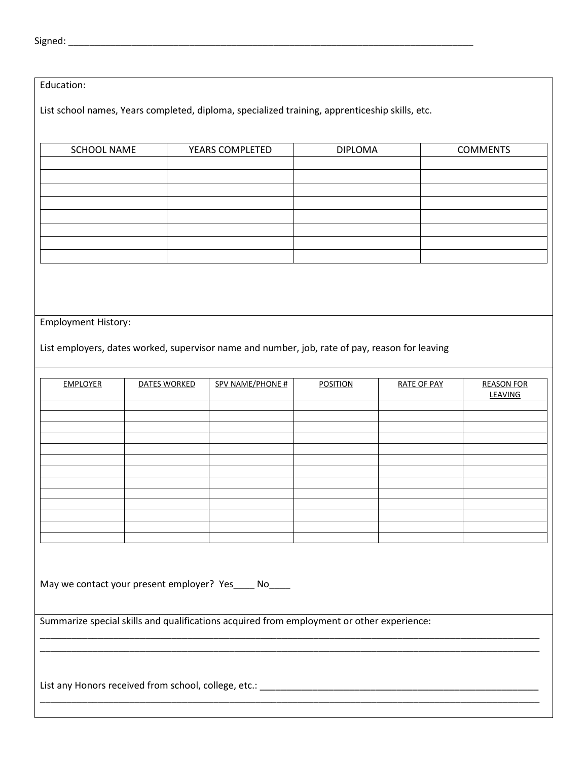Signed: ____________________________________________________________________________

Education:

List school names, Years completed, diploma, specialized training, apprenticeship skills, etc.

| SCHOOL NAME | YEARS COMPLETED | DIPLOMA | COMMENTS |
| --- | --- | --- | --- |
| | | | |
| | | | |
| | | | |
| | | | |
| | | | |
| | | | |
| | | | |
| | | | |

Employment History:

List employers, dates worked, supervisor name and number, job, rate of pay, reason for leaving

| EMPLOYER | DATES WORKED | SPV NAME/PHONE # | POSITION | RATE OF PAY | REASON FOR LEAVING |
| --- | --- | --- | --- | --- | --- |
| | | | | | |
| | | | | | |
| | | | | | |
| | | | | | |
| | | | | | |
| | | | | | |
| | | | | | |
| | | | | | |
| | | | | | |
| | | | | | |
| | | | | | |
| | | | | | |
| | | | | | |

May we contact your present employer? Yes____ No____

Summarize special skills and qualifications acquired from employment or other experience:
____________________________________________________________________________________________
____________________________________________________________________________________________

List any Honors received from school, college, etc.: ________________________________________________
____________________________________________________________________________________________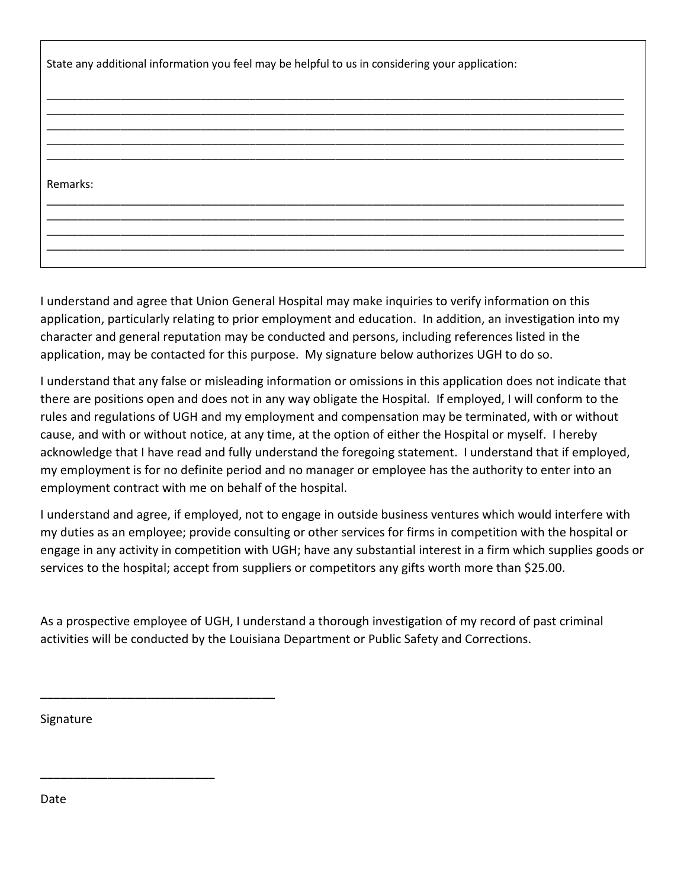State any additional information you feel may be helpful to us in considering your application:

______________________________________________________________________________________________
______________________________________________________________________________________________
______________________________________________________________________________________________
______________________________________________________________________________________________
______________________________________________________________________________________________

Remarks:

______________________________________________________________________________________________
______________________________________________________________________________________________
______________________________________________________________________________________________
______________________________________________________________________________________________

I understand and agree that Union General Hospital may make inquiries to verify information on this application, particularly relating to prior employment and education. In addition, an investigation into my character and general reputation may be conducted and persons, including references listed in the application, may be contacted for this purpose. My signature below authorizes UGH to do so.

I understand that any false or misleading information or omissions in this application does not indicate that there are positions open and does not in any way obligate the Hospital. If employed, I will conform to the rules and regulations of UGH and my employment and compensation may be terminated, with or without cause, and with or without notice, at any time, at the option of either the Hospital or myself. I hereby acknowledge that I have read and fully understand the foregoing statement. I understand that if employed, my employment is for no definite period and no manager or employee has the authority to enter into an employment contract with me on behalf of the hospital.

I understand and agree, if employed, not to engage in outside business ventures which would interfere with my duties as an employee; provide consulting or other services for firms in competition with the hospital or engage in any activity in competition with UGH; have any substantial interest in a firm which supplies goods or services to the hospital; accept from suppliers or competitors any gifts worth more than $25.00.

As a prospective employee of UGH, I understand a thorough investigation of my record of past criminal activities will be conducted by the Louisiana Department or Public Safety and Corrections.

___________________________________

Signature

__________________________

Date